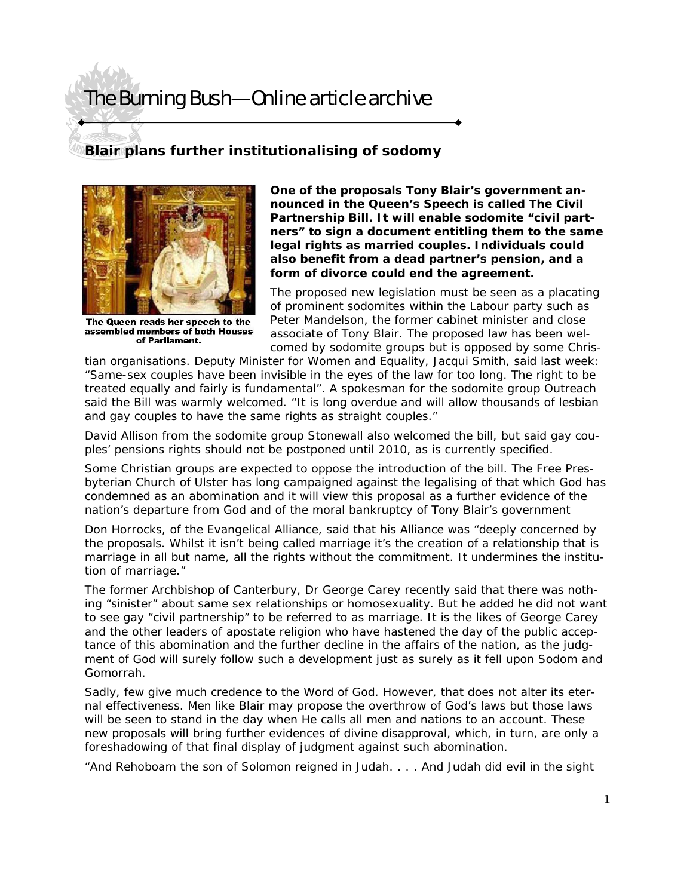# The Burning Bush—Online article archive

## Blair plans further institutionalising of sodomy

The Queen reads her speech to the assembled members of both Houses of Parliament.

**One of the proposals Tony Blair's government announced in the Queen's Speech is called The Civil Partnership Bill. It will enable sodomite "civil partners" to sign a document entitling them to the same legal rights as married couples. Individuals could also benefit from a dead partner's pension, and a form of divorce could end the agreement.**

The proposed new legislation must be seen as a placating of prominent sodomites within the Labour party such as Peter Mandelson, the former cabinet minister and close associate of Tony Blair. The proposed law has been welcomed by sodomite groups but is opposed by some Christian organisations. Deputy Minister for Women and Equality, Jacqui Smith, said last week: "Same-sex couples have been invisible in the eyes of the law for too long. The right to be treated equally and fairly is fundamental". A spokesman for the sodomite group Outreach said the Bill was warmly welcomed. "It is long overdue and will allow thousands of lesbian and gay couples to have the same rights as straight couples."

David Allison from the sodomite group Stonewall also welcomed the bill, but said gay couples' pensions rights should not be postponed until 2010, as is currently specified.

Some Christian groups are expected to oppose the introduction of the bill. The Free Presbyterian Church of Ulster has long campaigned against the legalising of that which God has condemned as an abomination and it will view this proposal as a further evidence of the nation's departure from God and of the moral bankruptcy of Tony Blair's government

Don Horrocks, of the Evangelical Alliance, said that his Alliance was "deeply concerned by the proposals. Whilst it isn't being called marriage it's the creation of a relationship that is marriage in all but name, all the rights without the commitment. It undermines the institution of marriage."

The former Archbishop of Canterbury, Dr George Carey recently said that there was nothing "sinister" about same sex relationships or homosexuality. But he added he did not want to see gay "civil partnership" to be referred to as marriage. It is the likes of George Carey and the other leaders of apostate religion who have hastened the day of the public acceptance of this abomination and the further decline in the affairs of the nation, as the judgment of God will surely follow such a development just as surely as it fell upon Sodom and Gomorrah.

Sadly, few give much credence to the Word of God. However, that does not alter its eternal effectiveness. Men like Blair may propose the overthrow of God's laws but those laws will be seen to stand in the day when He calls all men and nations to an account. These new proposals will bring further evidences of divine disapproval, which, in turn, are only a foreshadowing of that final display of judgment against such abomination.

"And Rehoboam the son of Solomon reigned in Judah. . . . And Judah did evil in the sight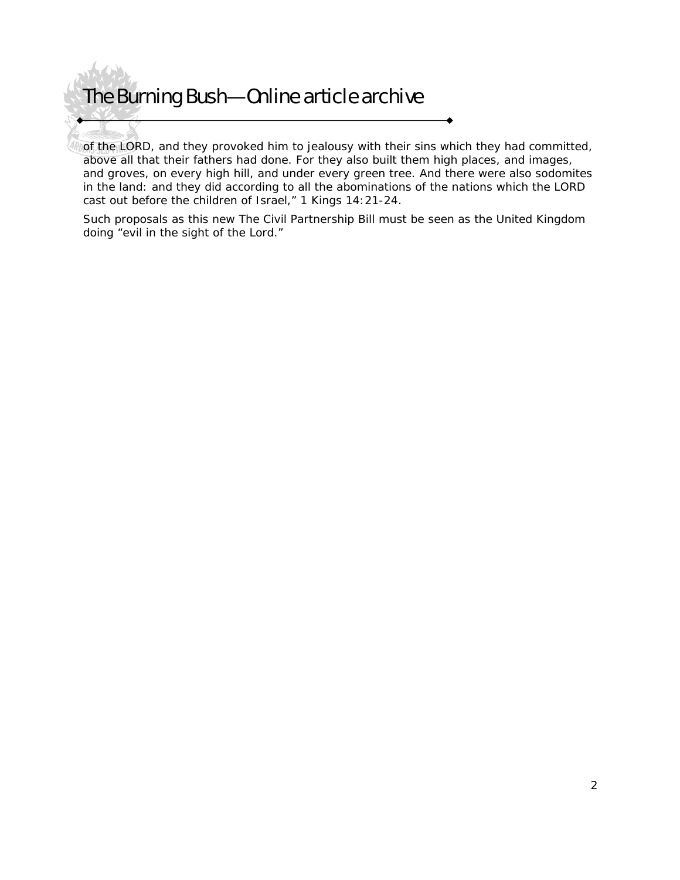of the LORD, and they provoked him to jealousy with their sins which they had committed, above all that their fathers had done. For they also built them high places, and images, and groves, on every high hill, and under every green tree. And there were also sodomites in the land: and they did according to all the abominations of the nations which the LORD cast out before the children of Israel," 1 Kings 14:21-24.

Such proposals as this new The Civil Partnership Bill must be seen as the United Kingdom doing "evil in the sight of the Lord."